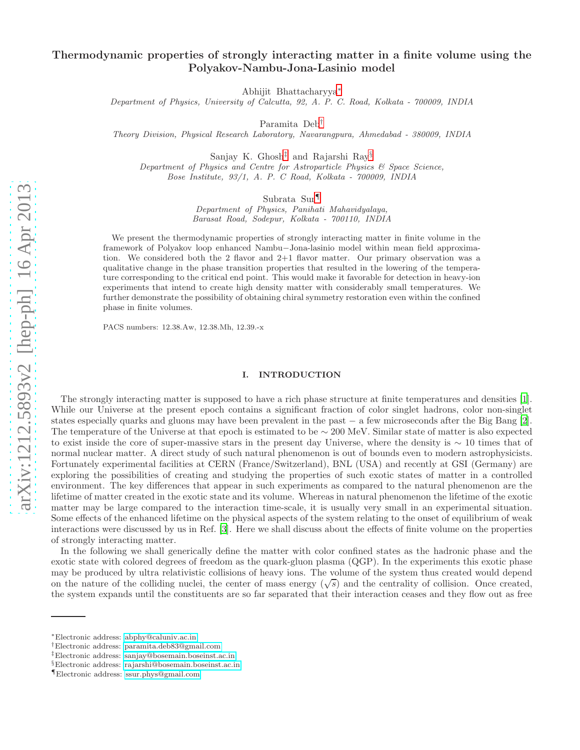# Thermodynamic properties of strongly interacting matter in a finite volume using the Polyakov-Nambu-Jona-Lasinio model

Abhijit Bhattacharyya[*]

*Department of Physics, University of Calcutta, 92, A. P. C. Road, Kolkata - 700009, INDIA*

Paramita Deb[†]

*Theory Division, Physical Research Laboratory, Navarangpura, Ahmedabad - 380009, INDIA*

Sanjay K. Ghosh[‡] and Rajarshi Ray[§]

*Department of Physics and Centre for Astroparticle Physics & Space Science, Bose Institute, 93/1, A. P. C Road, Kolkata - 700009, INDIA*

Subrata Sur[¶]

*Department of Physics, Panihati Mahavidyalaya, Barasat Road, Sodepur, Kolkata - 700110, INDIA*

We present the thermodynamic properties of strongly interacting matter in finite volume in the framework of Polyakov loop enhanced Nambu−Jona-lasinio model within mean field approximation. We considered both the 2 flavor and 2+1 flavor matter. Our primary observation was a qualitative change in the phase transition properties that resulted in the lowering of the temperature corresponding to the critical end point. This would make it favorable for detection in heavy-ion experiments that intend to create high density matter with considerably small temperatures. We further demonstrate the possibility of obtaining chiral symmetry restoration even within the confined phase in finite volumes.

PACS numbers: 12.38.Aw, 12.38.Mh, 12.39.-x

## I. INTRODUCTION

The strongly interacting matter is supposed to have a rich phase structure at finite temperatures and densities [1]. While our Universe at the present epoch contains a significant fraction of color singlet hadrons, color non-singlet states especially quarks and gluons may have been prevalent in the past − a few microseconds after the Big Bang [2]. The temperature of the Universe at that epoch is estimated to be ∼ 200 MeV. Similar state of matter is also expected to exist inside the core of super-massive stars in the present day Universe, where the density is ∼ 10 times that of normal nuclear matter. A direct study of such natural phenomenon is out of bounds even to modern astrophysicists. Fortunately experimental facilities at CERN (France/Switzerland), BNL (USA) and recently at GSI (Germany) are exploring the possibilities of creating and studying the properties of such exotic states of matter in a controlled environment. The key differences that appear in such experiments as compared to the natural phenomenon are the lifetime of matter created in the exotic state and its volume. Whereas in natural phenomenon the lifetime of the exotic matter may be large compared to the interaction time-scale, it is usually very small in an experimental situation. Some effects of the enhanced lifetime on the physical aspects of the system relating to the onset of equilibrium of weak interactions were discussed by us in Ref. [3]. Here we shall discuss about the effects of finite volume on the properties of strongly interacting matter.

In the following we shall generically define the matter with color confined states as the hadronic phase and the exotic state with colored degrees of freedom as the quark-gluon plasma (QGP). In the experiments this exotic phase may be produced by ultra relativistic collisions of heavy ions. The volume of the system thus created would depend on the nature of the colliding nuclei, the center of mass energy ($\sqrt{s}$) and the centrality of collision. Once created, the system expands until the constituents are so far separated that their interaction ceases and they flow out as free

---

[*] Electronic address: abphy@caluniv.ac.in

[†] Electronic address: paramita.deb83@gmail.com

[‡] Electronic address: sanjay@bosemain.boseinst.ac.in

[§] Electronic address: rajarshi@bosemain.boseinst.ac.in

[¶] Electronic address: ssur.phys@gmail.com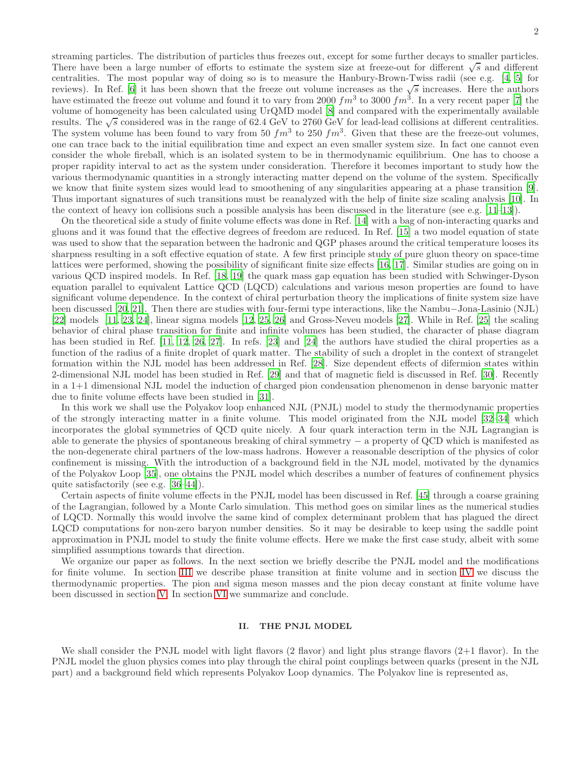streaming particles. The distribution of particles thus freezes out, except for some further decays to smaller particles. There have been a large number of efforts to estimate the system size at freeze-out for different $\sqrt{s}$ and different centralities. The most popular way of doing so is to measure the Hanbury-Brown-Twiss radii (see e.g. [4, 5] for reviews). In Ref. [6] it has been shown that the freeze out volume increases as the $\sqrt{s}$ increases. Here the authors have estimated the freeze out volume and found it to vary from 2000 $fm^3$ to 3000 $fm^3$. In a very recent paper [7] the volume of homogeneity has been calculated using UrQMD model [8] and compared with the experimentally available results. The $\sqrt{s}$ considered was in the range of 62.4 GeV to 2760 GeV for lead-lead collisions at different centralities. The system volume has been found to vary from 50 $fm^3$ to 250 $fm^3$. Given that these are the freeze-out volumes, one can trace back to the initial equilibration time and expect an even smaller system size. In fact one cannot even consider the whole fireball, which is an isolated system to be in thermodynamic equilibrium. One has to choose a proper rapidity interval to act as the system under consideration. Therefore it becomes important to study how the various thermodynamic quantities in a strongly interacting matter depend on the volume of the system. Specifically we know that finite system sizes would lead to smoothening of any singularities appearing at a phase transition [9]. Thus important signatures of such transitions must be reanalyzed with the help of finite size scaling analysis [10]. In the context of heavy ion collisions such a possible analysis has been discussed in the literature (see e.g. [11–13]).

On the theoretical side a study of finite volume effects was done in Ref. [14] with a bag of non-interacting quarks and gluons and it was found that the effective degrees of freedom are reduced. In Ref. [15] a two model equation of state was used to show that the separation between the hadronic and QGP phases around the critical temperature looses its sharpness resulting in a soft effective equation of state. A few first principle study of pure gluon theory on space-time lattices were performed, showing the possibility of significant finite size effects [16, 17]. Similar studies are going on in various QCD inspired models. In Ref. [18, 19] the quark mass gap equation has been studied with Schwinger-Dyson equation parallel to equivalent Lattice QCD (LQCD) calculations and various meson properties are found to have significant volume dependence. In the context of chiral perturbation theory the implications of finite system size have been discussed [20, 21]. Then there are studies with four-fermi type interactions, like the Nambu−Jona-Lasinio (NJL) [22] models [11, 23, 24], linear sigma models [12, 25, 26] and Gross-Neveu models [27]. While in Ref. [25] the scaling behavior of chiral phase transition for finite and infinite volumes has been studied, the character of phase diagram has been studied in Ref. [11, 12, 26, 27]. In refs. [23] and [24] the authors have studied the chiral properties as a function of the radius of a finite droplet of quark matter. The stability of such a droplet in the context of strangelet formation within the NJL model has been addressed in Ref. [28]. Size dependent effects of difermion states within 2-dimensional NJL model has been studied in Ref. [29] and that of magnetic field is discussed in Ref. [30]. Recently in a 1+1 dimensional NJL model the induction of charged pion condensation phenomenon in dense baryonic matter due to finite volume effects have been studied in [31].

In this work we shall use the Polyakov loop enhanced NJL (PNJL) model to study the thermodynamic properties of the strongly interacting matter in a finite volume. This model originated from the NJL model [32–34] which incorporates the global symmetries of QCD quite nicely. A four quark interaction term in the NJL Lagrangian is able to generate the physics of spontaneous breaking of chiral symmetry − a property of QCD which is manifested as the non-degenerate chiral partners of the low-mass hadrons. However a reasonable description of the physics of color confinement is missing. With the introduction of a background field in the NJL model, motivated by the dynamics of the Polyakov Loop [35], one obtains the PNJL model which describes a number of features of confinement physics quite satisfactorily (see e.g. [36–44]).

Certain aspects of finite volume effects in the PNJL model has been discussed in Ref. [45] through a coarse graining of the Lagrangian, followed by a Monte Carlo simulation. This method goes on similar lines as the numerical studies of LQCD. Normally this would involve the same kind of complex determinant problem that has plagued the direct LQCD computations for non-zero baryon number densities. So it may be desirable to keep using the saddle point approximation in PNJL model to study the finite volume effects. Here we make the first case study, albeit with some simplified assumptions towards that direction.

We organize our paper as follows. In the next section we briefly describe the PNJL model and the modifications for finite volume. In section III we describe phase transition at finite volume and in section IV we discuss the thermodynamic properties. The pion and sigma meson masses and the pion decay constant at finite volume have been discussed in section V. In section VI we summarize and conclude.

## II. THE PNJL MODEL

We shall consider the PNJL model with light flavors (2 flavor) and light plus strange flavors (2+1 flavor). In the PNJL model the gluon physics comes into play through the chiral point couplings between quarks (present in the NJL part) and a background field which represents Polyakov Loop dynamics. The Polyakov line is represented as,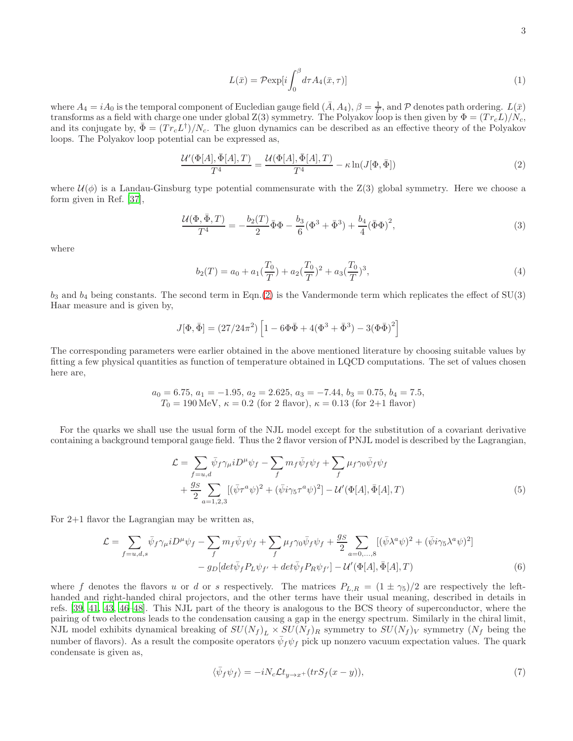$$L(\bar{x}) = \mathcal{P}\mathrm{exp}[i\int_0^\beta d\tau A_4(\bar{x},\tau)] \tag{1}$$

where $A_4 = iA_0$ is the temporal component of Eucledian gauge field $(\bar{A}, A_4)$, $\beta = \frac{1}{T}$, and $\mathcal{P}$ denotes path ordering. $L(\bar{x})$ transforms as a field with charge one under global Z(3) symmetry. The Polyakov loop is then given by $\Phi = (Tr_c L)/N_c$, and its conjugate by, $\bar{\Phi} = (Tr_c L^\dagger)/N_c$. The gluon dynamics can be described as an effective theory of the Polyakov loops. The Polyakov loop potential can be expressed as,

$$\frac{\mathcal{U}'(\Phi[A],\bar{\Phi}[A],T)}{T^4} = \frac{\mathcal{U}(\Phi[A],\bar{\Phi}[A],T)}{T^4} - \kappa \ln(J[\Phi,\bar{\Phi}]) \tag{2}$$

where $\mathcal{U}(\phi)$ is a Landau-Ginsburg type potential commensurate with the Z(3) global symmetry. Here we choose a form given in Ref. [37],

$$\frac{\mathcal{U}(\Phi,\bar{\Phi},T)}{T^4} = -\frac{b_2(T)}{2}\bar{\Phi}\Phi - \frac{b_3}{6}(\Phi^3+\bar{\Phi}^3) + \frac{b_4}{4}(\bar{\Phi}\Phi)^2, \tag{3}$$

where

$$b_2(T) = a_0 + a_1(\frac{T_0}{T}) + a_2(\frac{T_0}{T})^2 + a_3(\frac{T_0}{T})^3, \tag{4}$$

$b_3$ and $b_4$ being constants. The second term in Eqn.(2) is the Vandermonde term which replicates the effect of SU(3) Haar measure and is given by,

$$J[\Phi,\bar{\Phi}] = (27/24\pi^2)\left[1 - 6\Phi\bar{\Phi} + 4(\Phi^3+\bar{\Phi}^3) - 3(\Phi\bar{\Phi})^2\right]$$

The corresponding parameters were earlier obtained in the above mentioned literature by choosing suitable values by fitting a few physical quantities as function of temperature obtained in LQCD computations. The set of values chosen here are,

$$a_0 = 6.75,\ a_1 = -1.95,\ a_2 = 2.625,\ a_3 = -7.44,\ b_3 = 0.75,\ b_4 = 7.5,$$
$$T_0 = 190\,\mathrm{MeV},\ \kappa = 0.2 \text{ (for 2 flavor)},\ \kappa = 0.13 \text{ (for 2+1 flavor)}$$

For the quarks we shall use the usual form of the NJL model except for the substitution of a covariant derivative containing a background temporal gauge field. Thus the 2 flavor version of PNJL model is described by the Lagrangian,

$$\begin{aligned}\mathcal{L} = &\sum_{f=u,d}\bar{\psi}_f\gamma_\mu iD^\mu\psi_f - \sum_f m_f\bar{\psi}_f\psi_f + \sum_f \mu_f\gamma_0\bar{\psi}_f\psi_f \\ &+ \frac{g_S}{2}\sum_{a=1,2,3}[(\bar{\psi}\tau^a\psi)^2 + (\bar{\psi}i\gamma_5\tau^a\psi)^2] - \mathcal{U}'(\Phi[A],\bar{\Phi}[A],T)\end{aligned} \tag{5}$$

For 2+1 flavor the Lagrangian may be written as,

$$\begin{aligned}\mathcal{L} = &\sum_{f=u,d,s}\bar{\psi}_f\gamma_\mu iD^\mu\psi_f - \sum_f m_f\bar{\psi}_f\psi_f + \sum_f \mu_f\gamma_0\bar{\psi}_f\psi_f + \frac{g_S}{2}\sum_{a=0,\ldots,8}[(\bar{\psi}\lambda^a\psi)^2 + (\bar{\psi}i\gamma_5\lambda^a\psi)^2] \\ &- g_D[det\bar{\psi}_f P_L\psi_{f'} + det\bar{\psi}_f P_R\psi_{f'}] - \mathcal{U}'(\Phi[A],\bar{\Phi}[A],T)\end{aligned} \tag{6}$$

where $f$ denotes the flavors $u$ or $d$ or $s$ respectively. The matrices $P_{L,R} = (1\pm\gamma_5)/2$ are respectively the left-handed and right-handed chiral projectors, and the other terms have their usual meaning, described in details in refs. [39, 41, 43, 46–48]. This NJL part of the theory is analogous to the BCS theory of superconductor, where the pairing of two electrons leads to the condensation causing a gap in the energy spectrum. Similarly in the chiral limit, NJL model exhibits dynamical breaking of $SU(N_f)_L \times SU(N_f)_R$ symmetry to $SU(N_f)_V$ symmetry ($N_f$ being the number of flavors). As a result the composite operators $\bar{\psi}_f\psi_f$ pick up nonzero vacuum expectation values. The quark condensate is given as,

$$\langle\bar{\psi}_f\psi_f\rangle = -iN_c\mathcal{L}t_{y\to x^+}(trS_f(x-y)), \tag{7}$$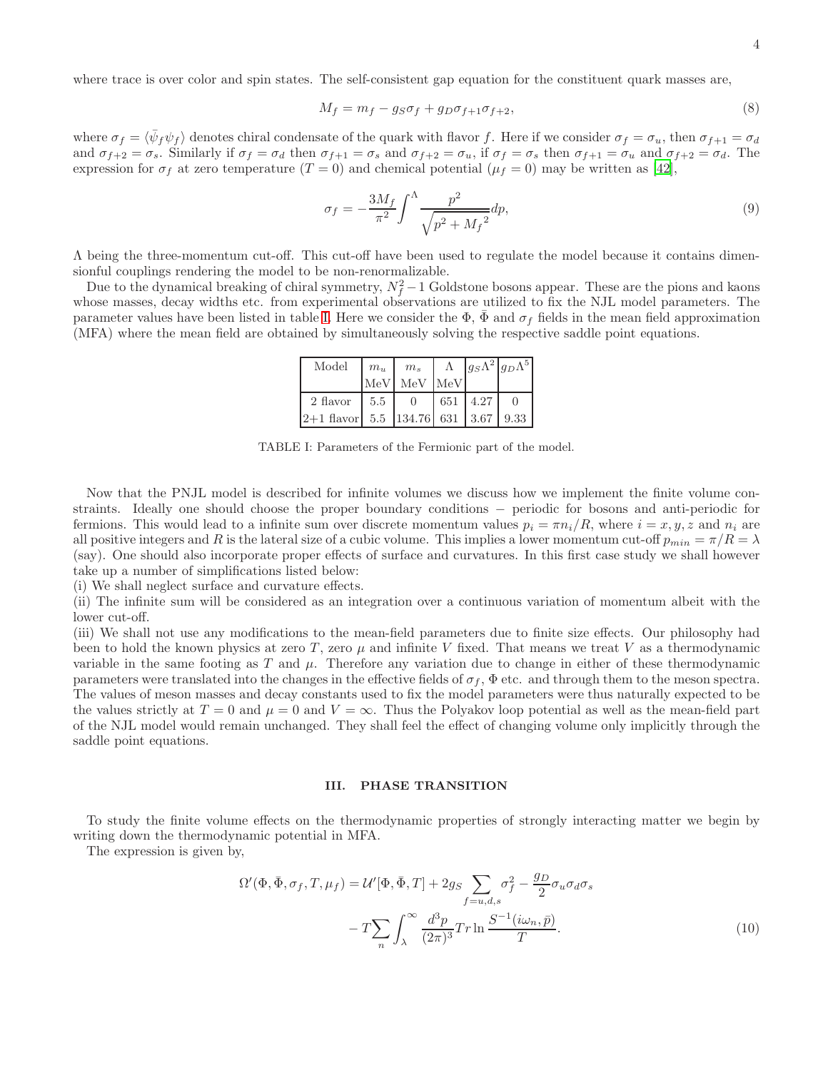where trace is over color and spin states. The self-consistent gap equation for the constituent quark masses are,

$$M_f = m_f - g_S \sigma_f + g_D \sigma_{f+1} \sigma_{f+2}, \tag{8}$$

where $\sigma_f = \langle \bar{\psi}_f \psi_f \rangle$ denotes chiral condensate of the quark with flavor $f$. Here if we consider $\sigma_f = \sigma_u$, then $\sigma_{f+1} = \sigma_d$ and $\sigma_{f+2} = \sigma_s$. Similarly if $\sigma_f = \sigma_d$ then $\sigma_{f+1} = \sigma_s$ and $\sigma_{f+2} = \sigma_u$, if $\sigma_f = \sigma_s$ then $\sigma_{f+1} = \sigma_u$ and $\sigma_{f+2} = \sigma_d$. The expression for $\sigma_f$ at zero temperature ($T = 0$) and chemical potential ($\mu_f = 0$) may be written as [42],

$$\sigma_f = -\frac{3M_f}{\pi^2} \int^{\Lambda} \frac{p^2}{\sqrt{p^2 + {M_f}^2}} dp, \tag{9}$$

$\Lambda$ being the three-momentum cut-off. This cut-off have been used to regulate the model because it contains dimensionful couplings rendering the model to be non-renormalizable.

Due to the dynamical breaking of chiral symmetry, $N_f^2 - 1$ Goldstone bosons appear. These are the pions and kaons whose masses, decay widths etc. from experimental observations are utilized to fix the NJL model parameters. The parameter values have been listed in table I. Here we consider the $\Phi$, $\bar{\Phi}$ and $\sigma_f$ fields in the mean field approximation (MFA) where the mean field are obtained by simultaneously solving the respective saddle point equations.

| Model | $m_u$ MeV | $m_s$ MeV | $\Lambda$ MeV | $g_S \Lambda^2$ | $g_D \Lambda^5$ |
|---|---|---|---|---|---|
| 2 flavor | 5.5 | 0 | 651 | 4.27 | 0 |
| 2+1 flavor | 5.5 | 134.76 | 631 | 3.67 | 9.33 |

TABLE I: Parameters of the Fermionic part of the model.

Now that the PNJL model is described for infinite volumes we discuss how we implement the finite volume constraints. Ideally one should choose the proper boundary conditions − periodic for bosons and anti-periodic for fermions. This would lead to a infinite sum over discrete momentum values $p_i = \pi n_i / R$, where $i = x, y, z$ and $n_i$ are all positive integers and $R$ is the lateral size of a cubic volume. This implies a lower momentum cut-off $p_{min} = \pi/R = \lambda$ (say). One should also incorporate proper effects of surface and curvatures. In this first case study we shall however take up a number of simplifications listed below:

(i) We shall neglect surface and curvature effects.

(ii) The infinite sum will be considered as an integration over a continuous variation of momentum albeit with the lower cut-off.

(iii) We shall not use any modifications to the mean-field parameters due to finite size effects. Our philosophy had been to hold the known physics at zero $T$, zero $\mu$ and infinite $V$ fixed. That means we treat $V$ as a thermodynamic variable in the same footing as $T$ and $\mu$. Therefore any variation due to change in either of these thermodynamic parameters were translated into the changes in the effective fields of $\sigma_f$, $\Phi$ etc. and through them to the meson spectra. The values of meson masses and decay constants used to fix the model parameters were thus naturally expected to be the values strictly at $T = 0$ and $\mu = 0$ and $V = \infty$. Thus the Polyakov loop potential as well as the mean-field part of the NJL model would remain unchanged. They shall feel the effect of changing volume only implicitly through the saddle point equations.

## III. PHASE TRANSITION

To study the finite volume effects on the thermodynamic properties of strongly interacting matter we begin by writing down the thermodynamic potential in MFA.

The expression is given by,

$$\Omega'(\Phi, \bar{\Phi}, \sigma_f, T, \mu_f) = \mathcal{U}'[\Phi, \bar{\Phi}, T] + 2g_S \sum_{f=u,d,s} \sigma_f^2 - \frac{g_D}{2} \sigma_u \sigma_d \sigma_s - T \sum_n \int_{\lambda}^{\infty} \frac{d^3p}{(2\pi)^3} Tr \ln \frac{S^{-1}(i\omega_n, \bar{p})}{T}. \tag{10}$$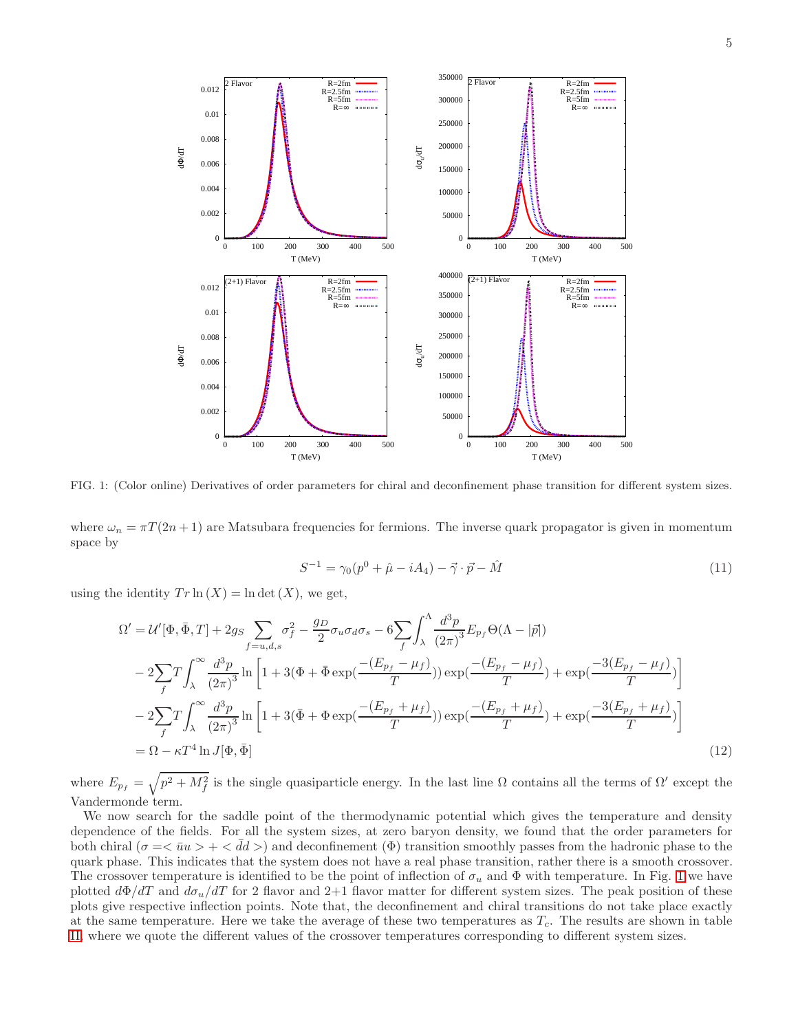FIG. 1: (Color online) Derivatives of order parameters for chiral and deconfinement phase transition for different system sizes.

where $\omega_n = \pi T(2n+1)$ are Matsubara frequencies for fermions. The inverse quark propagator is given in momentum space by

$$S^{-1} = \gamma_0(p^0 + \hat{\mu} - iA_4) - \vec{\gamma} \cdot \vec{p} - \hat{M} \tag{11}$$

using the identity $Tr \ln(X) = \ln \det(X)$, we get,

$$\begin{aligned}
\Omega' &= \mathcal{U}'[\Phi, \bar{\Phi}, T] + 2g_S \sum_{f=u,d,s} \sigma_f^2 - \frac{g_D}{2}\sigma_u \sigma_d \sigma_s - 6\sum_f \int_\lambda^\Lambda \frac{d^3p}{(2\pi)^3} E_{p_f} \Theta(\Lambda - |\vec{p}|) \\
&- 2\sum_f T \int_\lambda^\infty \frac{d^3p}{(2\pi)^3} \ln\left[1 + 3(\Phi + \bar{\Phi}\exp(\frac{-(E_{p_f} - \mu_f)}{T}))\exp(\frac{-(E_{p_f} - \mu_f)}{T}) + \exp(\frac{-3(E_{p_f} - \mu_f)}{T})\right] \\
&- 2\sum_f T \int_\lambda^\infty \frac{d^3p}{(2\pi)^3} \ln\left[1 + 3(\bar{\Phi} + \Phi\exp(\frac{-(E_{p_f} + \mu_f)}{T}))\exp(\frac{-(E_{p_f} + \mu_f)}{T}) + \exp(\frac{-3(E_{p_f} + \mu_f)}{T})\right] \\
&= \Omega - \kappa T^4 \ln J[\Phi, \bar{\Phi}]
\end{aligned} \tag{12}$$

where $E_{p_f} = \sqrt{p^2 + M_f^2}$ is the single quasiparticle energy. In the last line $\Omega$ contains all the terms of $\Omega'$ except the Vandermonde term.

We now search for the saddle point of the thermodynamic potential which gives the temperature and density dependence of the fields. For all the system sizes, at zero baryon density, we found that the order parameters for both chiral ($\sigma = <\bar{u}u> + <\bar{d}d>$) and deconfinement ($\Phi$) transition smoothly passes from the hadronic phase to the quark phase. This indicates that the system does not have a real phase transition, rather there is a smooth crossover. The crossover temperature is identified to be the point of inflection of $\sigma_u$ and $\Phi$ with temperature. In Fig. 1 we have plotted $d\Phi/dT$ and $d\sigma_u/dT$ for 2 flavor and 2+1 flavor matter for different system sizes. The peak position of these plots give respective inflection points. Note that, the deconfinement and chiral transitions do not take place exactly at the same temperature. Here we take the average of these two temperatures as $T_c$. The results are shown in table II, where we quote the different values of the crossover temperatures corresponding to different system sizes.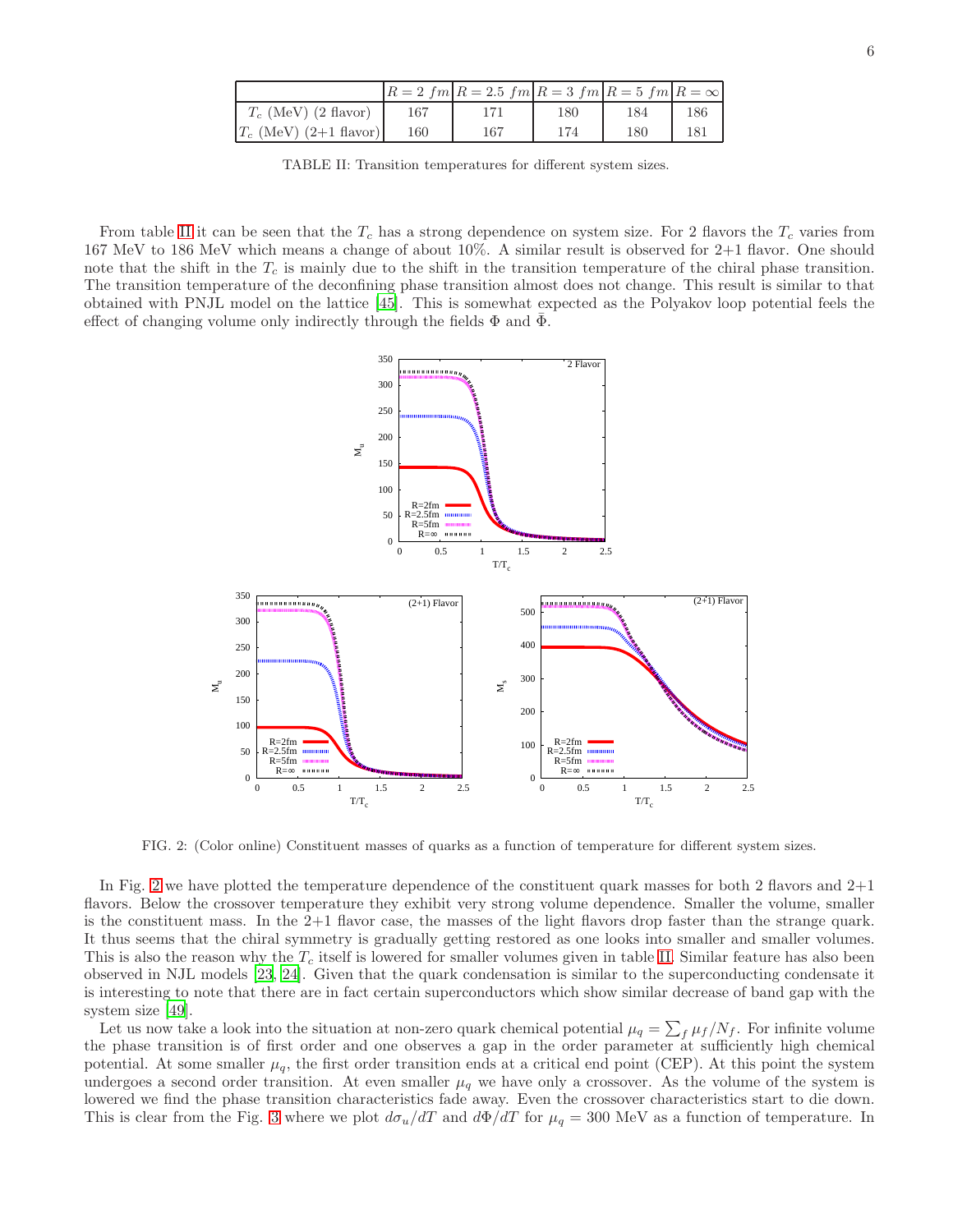|  | $R = 2\ fm$ | $R = 2.5\ fm$ | $R = 3\ fm$ | $R = 5\ fm$ | $R = \infty$ |
|---|---|---|---|---|---|
| $T_c$ (MeV) (2 flavor) | 167 | 171 | 180 | 184 | 186 |
| $T_c$ (MeV) (2+1 flavor) | 160 | 167 | 174 | 180 | 181 |

TABLE II: Transition temperatures for different system sizes.

From table II it can be seen that the $T_c$ has a strong dependence on system size. For 2 flavors the $T_c$ varies from 167 MeV to 186 MeV which means a change of about 10%. A similar result is observed for 2+1 flavor. One should note that the shift in the $T_c$ is mainly due to the shift in the transition temperature of the chiral phase transition. The transition temperature of the deconfining phase transition almost does not change. This result is similar to that obtained with PNJL model on the lattice [45]. This is somewhat expected as the Polyakov loop potential feels the effect of changing volume only indirectly through the fields $\Phi$ and $\bar{\Phi}$.

FIG. 2: (Color online) Constituent masses of quarks as a function of temperature for different system sizes.

In Fig. 2 we have plotted the temperature dependence of the constituent quark masses for both 2 flavors and 2+1 flavors. Below the crossover temperature they exhibit very strong volume dependence. Smaller the volume, smaller is the constituent mass. In the 2+1 flavor case, the masses of the light flavors drop faster than the strange quark. It thus seems that the chiral symmetry is gradually getting restored as one looks into smaller and smaller volumes. This is also the reason why the $T_c$ itself is lowered for smaller volumes given in table II. Similar feature has also been observed in NJL models [23, 24]. Given that the quark condensation is similar to the superconducting condensate it is interesting to note that there are in fact certain superconductors which show similar decrease of band gap with the system size [49].

Let us now take a look into the situation at non-zero quark chemical potential $\mu_q = \sum_f \mu_f / N_f$. For infinite volume the phase transition is of first order and one observes a gap in the order parameter at sufficiently high chemical potential. At some smaller $\mu_q$, the first order transition ends at a critical end point (CEP). At this point the system undergoes a second order transition. At even smaller $\mu_q$ we have only a crossover. As the volume of the system is lowered we find the phase transition characteristics fade away. Even the crossover characteristics start to die down. This is clear from the Fig. 3 where we plot $d\sigma_u/dT$ and $d\Phi/dT$ for $\mu_q = 300$ MeV as a function of temperature. In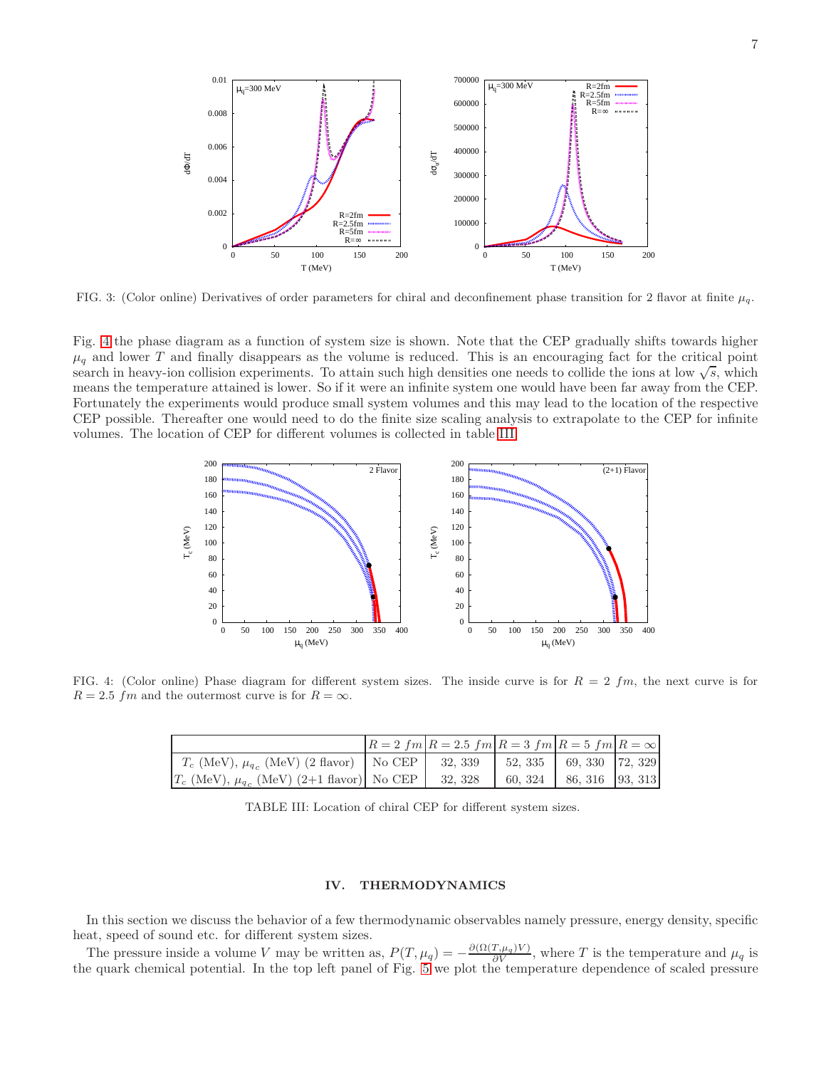FIG. 3: (Color online) Derivatives of order parameters for chiral and deconfinement phase transition for 2 flavor at finite $\mu_q$.

Fig. 4 the phase diagram as a function of system size is shown. Note that the CEP gradually shifts towards higher $\mu_q$ and lower $T$ and finally disappears as the volume is reduced. This is an encouraging fact for the critical point search in heavy-ion collision experiments. To attain such high densities one needs to collide the ions at low $\sqrt{s}$, which means the temperature attained is lower. So if it were an infinite system one would have been far away from the CEP. Fortunately the experiments would produce small system volumes and this may lead to the location of the respective CEP possible. Thereafter one would need to do the finite size scaling analysis to extrapolate to the CEP for infinite volumes. The location of CEP for different volumes is collected in table III.

FIG. 4: (Color online) Phase diagram for different system sizes. The inside curve is for $R = 2\ fm$, the next curve is for $R = 2.5\ fm$ and the outermost curve is for $R = \infty$.

| | $R = 2\ fm$ | $R = 2.5\ fm$ | $R = 3\ fm$ | $R = 5\ fm$ | $R = \infty$ |
|---|---|---|---|---|---|
| $T_c$ (MeV), $\mu_{q_c}$ (MeV) (2 flavor) | No CEP | 32, 339 | 52, 335 | 69, 330 | 72, 329 |
| $T_c$ (MeV), $\mu_{q_c}$ (MeV) (2+1 flavor) | No CEP | 32, 328 | 60, 324 | 86, 316 | 93, 313 |

TABLE III: Location of chiral CEP for different system sizes.

## IV. THERMODYNAMICS

In this section we discuss the behavior of a few thermodynamic observables namely pressure, energy density, specific heat, speed of sound etc. for different system sizes.

The pressure inside a volume $V$ may be written as, $P(T, \mu_q) = -\frac{\partial(\Omega(T,\mu_q)V)}{\partial V}$, where $T$ is the temperature and $\mu_q$ is the quark chemical potential. In the top left panel of Fig. 5 we plot the temperature dependence of scaled pressure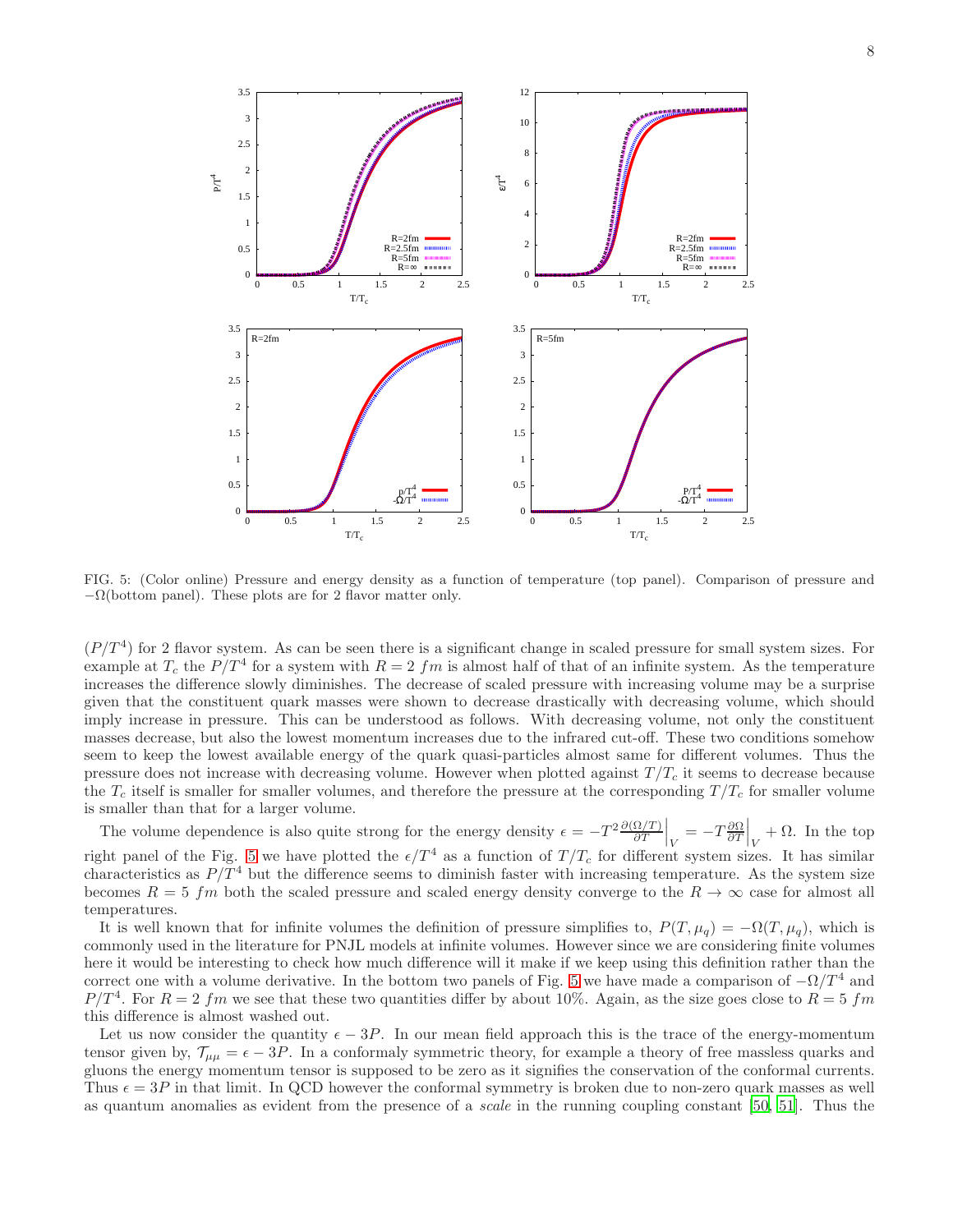FIG. 5: (Color online) Pressure and energy density as a function of temperature (top panel). Comparison of pressure and $-\Omega$(bottom panel). These plots are for 2 flavor matter only.

$(P/T^4)$ for 2 flavor system. As can be seen there is a significant change in scaled pressure for small system sizes. For example at $T_c$ the $P/T^4$ for a system with $R = 2\ fm$ is almost half of that of an infinite system. As the temperature increases the difference slowly diminishes. The decrease of scaled pressure with increasing volume may be a surprise given that the constituent quark masses were shown to decrease drastically with decreasing volume, which should imply increase in pressure. This can be understood as follows. With decreasing volume, not only the constituent masses decrease, but also the lowest momentum increases due to the infrared cut-off. These two conditions somehow seem to keep the lowest available energy of the quark quasi-particles almost same for different volumes. Thus the pressure does not increase with decreasing volume. However when plotted against $T/T_c$ it seems to decrease because the $T_c$ itself is smaller for smaller volumes, and therefore the pressure at the corresponding $T/T_c$ for smaller volume is smaller than that for a larger volume.

The volume dependence is also quite strong for the energy density $\epsilon = -T^2 \frac{\partial(\Omega/T)}{\partial T}\Big|_V = -T\frac{\partial \Omega}{\partial T}\Big|_V + \Omega$. In the top right panel of the Fig. 5 we have plotted the $\epsilon/T^4$ as a function of $T/T_c$ for different system sizes. It has similar characteristics as $P/T^4$ but the difference seems to diminish faster with increasing temperature. As the system size becomes $R = 5\ fm$ both the scaled pressure and scaled energy density converge to the $R \to \infty$ case for almost all temperatures.

It is well known that for infinite volumes the definition of pressure simplifies to, $P(T, \mu_q) = -\Omega(T, \mu_q)$, which is commonly used in the literature for PNJL models at infinite volumes. However since we are considering finite volumes here it would be interesting to check how much difference will it make if we keep using this definition rather than the correct one with a volume derivative. In the bottom two panels of Fig. 5 we have made a comparison of $-\Omega/T^4$ and $P/T^4$. For $R = 2\ fm$ we see that these two quantities differ by about 10%. Again, as the size goes close to $R = 5\ fm$ this difference is almost washed out.

Let us now consider the quantity $\epsilon - 3P$. In our mean field approach this is the trace of the energy-momentum tensor given by, $\mathcal{T}_{\mu\mu} = \epsilon - 3P$. In a conformaly symmetric theory, for example a theory of free massless quarks and gluons the energy momentum tensor is supposed to be zero as it signifies the conservation of the conformal currents. Thus $\epsilon = 3P$ in that limit. In QCD however the conformal symmetry is broken due to non-zero quark masses as well as quantum anomalies as evident from the presence of a *scale* in the running coupling constant [50, 51]. Thus the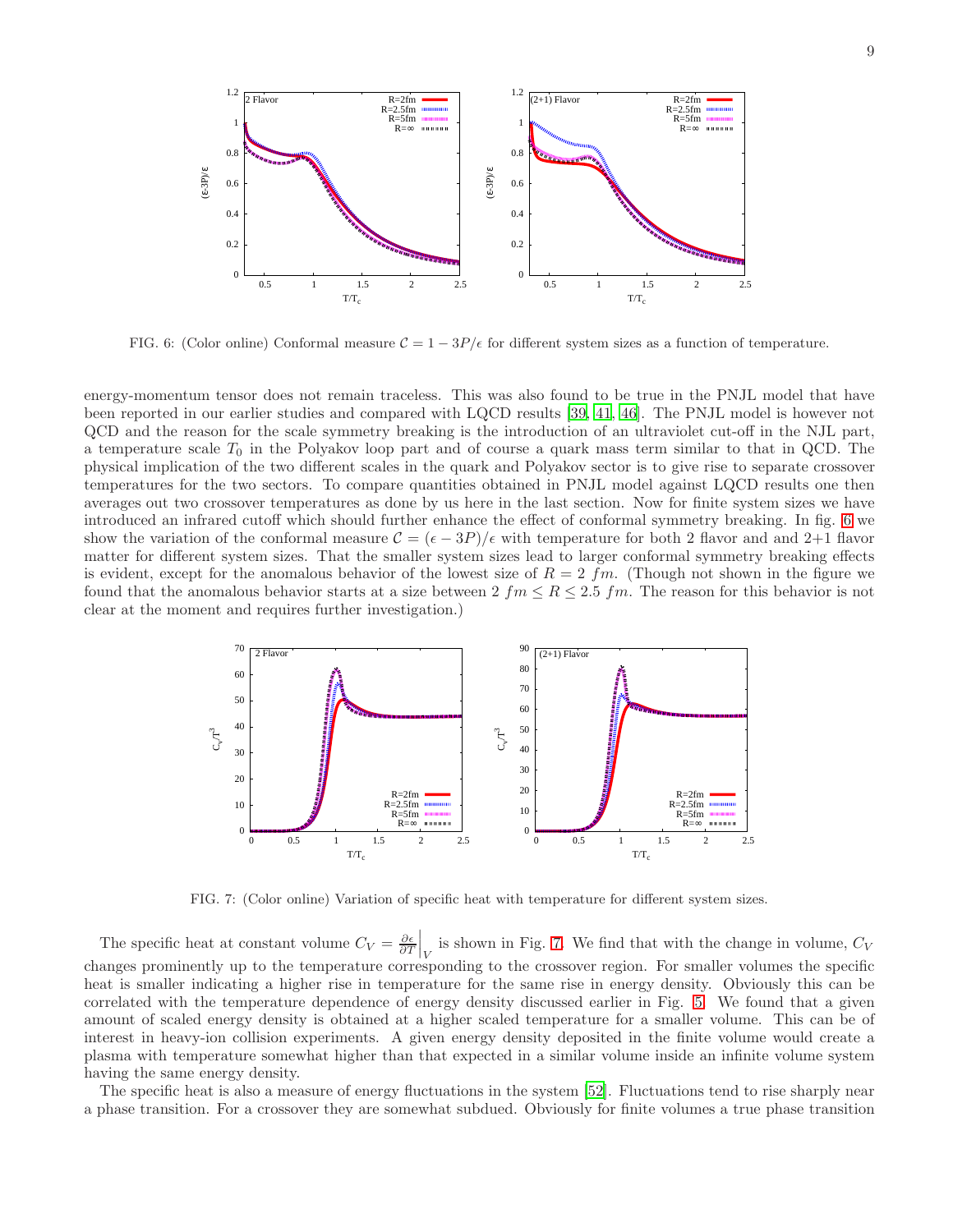FIG. 6: (Color online) Conformal measure $\mathcal{C} = 1 - 3P/\epsilon$ for different system sizes as a function of temperature.

energy-momentum tensor does not remain traceless. This was also found to be true in the PNJL model that have been reported in our earlier studies and compared with LQCD results [39, 41, 46]. The PNJL model is however not QCD and the reason for the scale symmetry breaking is the introduction of an ultraviolet cut-off in the NJL part, a temperature scale $T_0$ in the Polyakov loop part and of course a quark mass term similar to that in QCD. The physical implication of the two different scales in the quark and Polyakov sector is to give rise to separate crossover temperatures for the two sectors. To compare quantities obtained in PNJL model against LQCD results one then averages out two crossover temperatures as done by us here in the last section. Now for finite system sizes we have introduced an infrared cutoff which should further enhance the effect of conformal symmetry breaking. In fig. 6 we show the variation of the conformal measure $\mathcal{C} = (\epsilon - 3P)/\epsilon$ with temperature for both 2 flavor and and 2+1 flavor matter for different system sizes. That the smaller system sizes lead to larger conformal symmetry breaking effects is evident, except for the anomalous behavior of the lowest size of $R = 2\ fm$. (Though not shown in the figure we found that the anomalous behavior starts at a size between $2\ fm \leq R \leq 2.5\ fm$. The reason for this behavior is not clear at the moment and requires further investigation.)

FIG. 7: (Color online) Variation of specific heat with temperature for different system sizes.

The specific heat at constant volume $C_V = \left.\frac{\partial \epsilon}{\partial T}\right|_V$ is shown in Fig. 7. We find that with the change in volume, $C_V$ changes prominently up to the temperature corresponding to the crossover region. For smaller volumes the specific heat is smaller indicating a higher rise in temperature for the same rise in energy density. Obviously this can be correlated with the temperature dependence of energy density discussed earlier in Fig. 5. We found that a given amount of scaled energy density is obtained at a higher scaled temperature for a smaller volume. This can be of interest in heavy-ion collision experiments. A given energy density deposited in the finite volume would create a plasma with temperature somewhat higher than that expected in a similar volume inside an infinite volume system having the same energy density.

The specific heat is also a measure of energy fluctuations in the system [52]. Fluctuations tend to rise sharply near a phase transition. For a crossover they are somewhat subdued. Obviously for finite volumes a true phase transition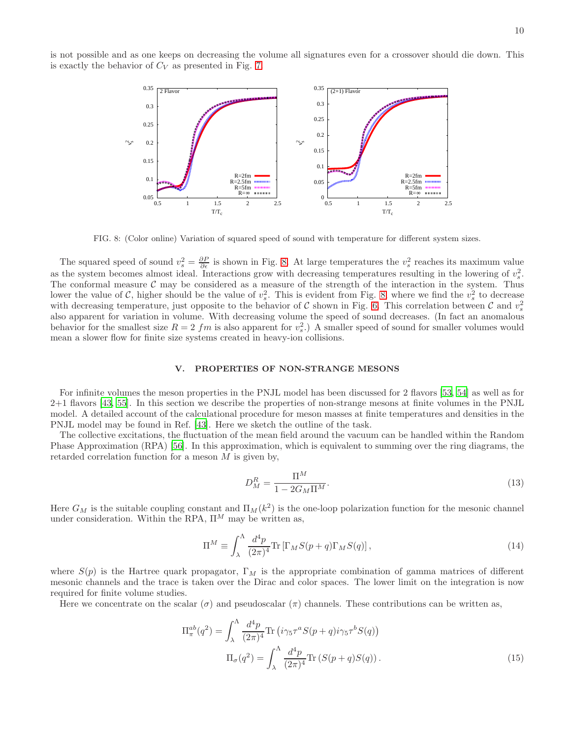is not possible and as one keeps on decreasing the volume all signatures even for a crossover should die down. This is exactly the behavior of $C_V$ as presented in Fig. 7.

FIG. 8: (Color online) Variation of squared speed of sound with temperature for different system sizes.

The squared speed of sound $v_s^2 = \frac{\partial P}{\partial \epsilon}$ is shown in Fig. 8. At large temperatures the $v_s^2$ reaches its maximum value as the system becomes almost ideal. Interactions grow with decreasing temperatures resulting in the lowering of $v_s^2$. The conformal measure $\mathcal{C}$ may be considered as a measure of the strength of the interaction in the system. Thus lower the value of $\mathcal{C}$, higher should be the value of $v_s^2$. This is evident from Fig. 8, where we find the $v_s^2$ to decrease with decreasing temperature, just opposite to the behavior of $\mathcal{C}$ shown in Fig. 6. This correlation between $\mathcal{C}$ and $v_s^2$ also apparent for variation in volume. With decreasing volume the speed of sound decreases. (In fact an anomalous behavior for the smallest size $R = 2\ fm$ is also apparent for $v_s^2$.) A smaller speed of sound for smaller volumes would mean a slower flow for finite size systems created in heavy-ion collisions.

## V. PROPERTIES OF NON-STRANGE MESONS

For infinite volumes the meson properties in the PNJL model has been discussed for 2 flavors [53, 54] as well as for 2+1 flavors [43, 55]. In this section we describe the properties of non-strange mesons at finite volumes in the PNJL model. A detailed account of the calculational procedure for meson masses at finite temperatures and densities in the PNJL model may be found in Ref. [43]. Here we sketch the outline of the task.

The collective excitations, the fluctuation of the mean field around the vacuum can be handled within the Random Phase Approximation (RPA) [56]. In this approximation, which is equivalent to summing over the ring diagrams, the retarded correlation function for a meson $M$ is given by,

$$D_M^R = \frac{\Pi^M}{1 - 2G_M \Pi^M}. \tag{13}$$

Here $G_M$ is the suitable coupling constant and $\Pi_M(k^2)$ is the one-loop polarization function for the mesonic channel under consideration. Within the RPA, $\Pi^M$ may be written as,

$$\Pi^M \equiv \int_{\lambda}^{\Lambda} \frac{d^4p}{(2\pi)^4} \mathrm{Tr}\left[\Gamma_M S(p+q) \Gamma_M S(q)\right], \tag{14}$$

where $S(p)$ is the Hartree quark propagator, $\Gamma_M$ is the appropriate combination of gamma matrices of different mesonic channels and the trace is taken over the Dirac and color spaces. The lower limit on the integration is now required for finite volume studies.

Here we concentrate on the scalar ($\sigma$) and pseudoscalar ($\pi$) channels. These contributions can be written as,

$$\Pi_\pi^{ab}(q^2) = \int_{\lambda}^{\Lambda} \frac{d^4p}{(2\pi)^4} \mathrm{Tr}\left(i\gamma_5 \tau^a S(p+q) i\gamma_5 \tau^b S(q)\right)$$
$$\Pi_\sigma(q^2) = \int_{\lambda}^{\Lambda} \frac{d^4p}{(2\pi)^4} \mathrm{Tr}\left(S(p+q) S(q)\right). \tag{15}$$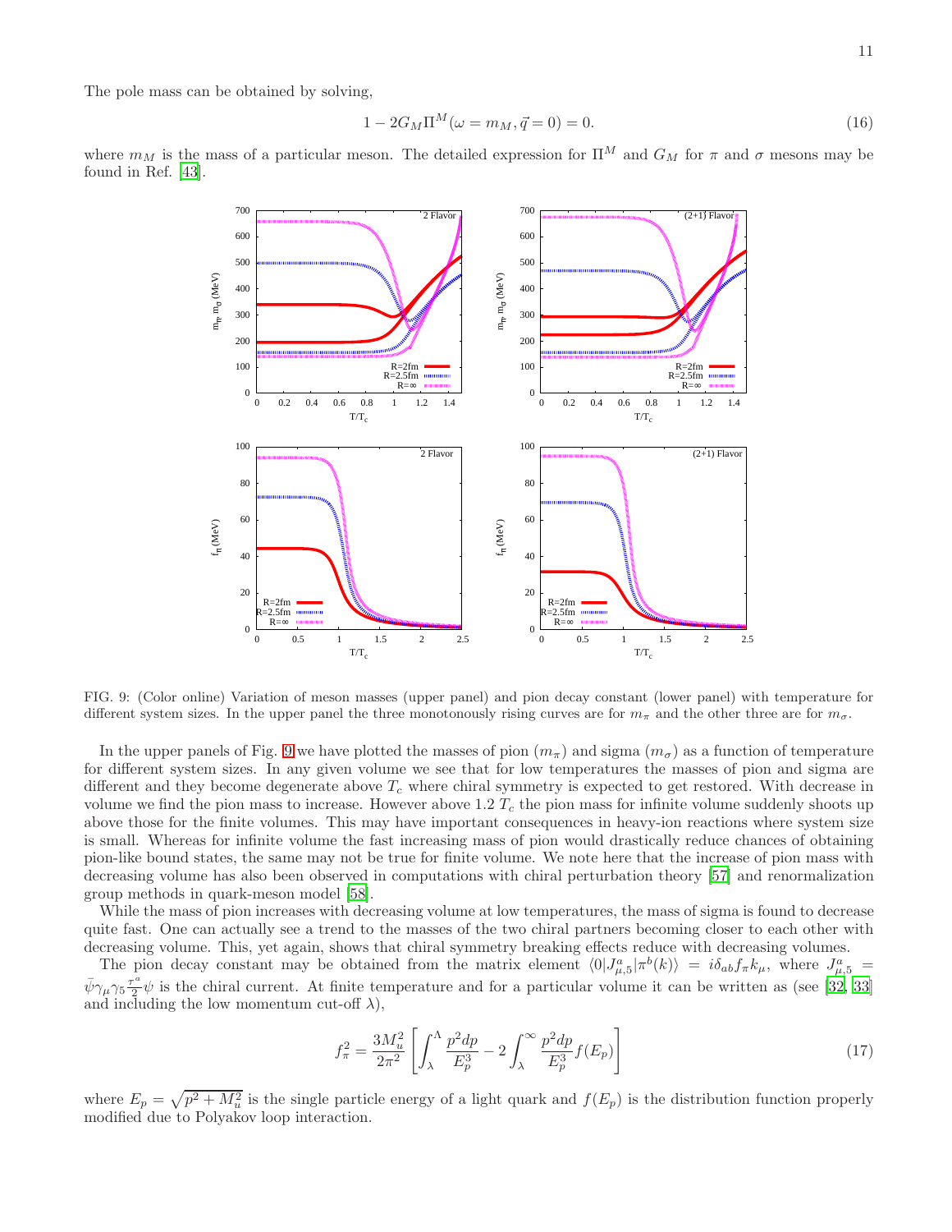The pole mass can be obtained by solving,

$$1 - 2G_M \Pi^M(\omega = m_M, \vec{q} = 0) = 0. \tag{16}$$

where $m_M$ is the mass of a particular meson. The detailed expression for $\Pi^M$ and $G_M$ for $\pi$ and $\sigma$ mesons may be found in Ref. [43].

FIG. 9: (Color online) Variation of meson masses (upper panel) and pion decay constant (lower panel) with temperature for different system sizes. In the upper panel the three monotonously rising curves are for $m_\pi$ and the other three are for $m_\sigma$.

In the upper panels of Fig. 9 we have plotted the masses of pion ($m_\pi$) and sigma ($m_\sigma$) as a function of temperature for different system sizes. In any given volume we see that for low temperatures the masses of pion and sigma are different and they become degenerate above $T_c$ where chiral symmetry is expected to get restored. With decrease in volume we find the pion mass to increase. However above 1.2 $T_c$ the pion mass for infinite volume suddenly shoots up above those for the finite volumes. This may have important consequences in heavy-ion reactions where system size is small. Whereas for infinite volume the fast increasing mass of pion would drastically reduce chances of obtaining pion-like bound states, the same may not be true for finite volume. We note here that the increase of pion mass with decreasing volume has also been observed in computations with chiral perturbation theory [57] and renormalization group methods in quark-meson model [58].

While the mass of pion increases with decreasing volume at low temperatures, the mass of sigma is found to decrease quite fast. One can actually see a trend to the masses of the two chiral partners becoming closer to each other with decreasing volume. This, yet again, shows that chiral symmetry breaking effects reduce with decreasing volumes.

The pion decay constant may be obtained from the matrix element $\langle 0|J^a_{\mu,5}|\pi^b(k)\rangle = i\delta_{ab} f_\pi k_\mu$, where $J^a_{\mu,5} = \bar{\psi}\gamma_\mu\gamma_5\frac{\tau^a}{2}\psi$ is the chiral current. At finite temperature and for a particular volume it can be written as (see [32, 33] and including the low momentum cut-off $\lambda$),

$$f_\pi^2 = \frac{3M_u^2}{2\pi^2}\left[\int_\lambda^\Lambda \frac{p^2 dp}{E_p^3} - 2\int_\lambda^\infty \frac{p^2 dp}{E_p^3} f(E_p)\right] \tag{17}$$

where $E_p = \sqrt{p^2 + M_u^2}$ is the single particle energy of a light quark and $f(E_p)$ is the distribution function properly modified due to Polyakov loop interaction.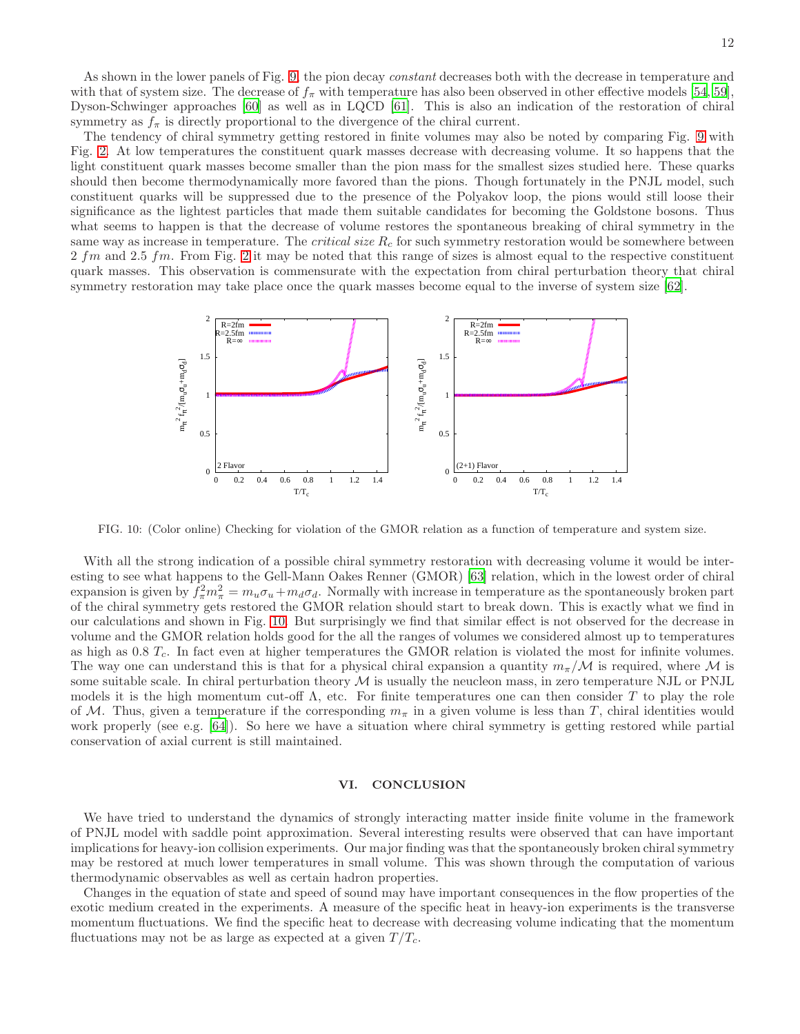As shown in the lower panels of Fig. 9, the pion decay *constant* decreases both with the decrease in temperature and with that of system size. The decrease of $f_\pi$ with temperature has also been observed in other effective models [54, 59], Dyson-Schwinger approaches [60] as well as in LQCD [61]. This is also an indication of the restoration of chiral symmetry as $f_\pi$ is directly proportional to the divergence of the chiral current.

The tendency of chiral symmetry getting restored in finite volumes may also be noted by comparing Fig. 9 with Fig. 2. At low temperatures the constituent quark masses decrease with decreasing volume. It so happens that the light constituent quark masses become smaller than the pion mass for the smallest sizes studied here. These quarks should then become thermodynamically more favored than the pions. Though fortunately in the PNJL model, such constituent quarks will be suppressed due to the presence of the Polyakov loop, the pions would still loose their significance as the lightest particles that made them suitable candidates for becoming the Goldstone bosons. Thus what seems to happen is that the decrease of volume restores the spontaneous breaking of chiral symmetry in the same way as increase in temperature. The *critical size* $R_c$ for such symmetry restoration would be somewhere between 2 $fm$ and 2.5 $fm$. From Fig. 2 it may be noted that this range of sizes is almost equal to the respective constituent quark masses. This observation is commensurate with the expectation from chiral perturbation theory that chiral symmetry restoration may take place once the quark masses become equal to the inverse of system size [62].

FIG. 10: (Color online) Checking for violation of the GMOR relation as a function of temperature and system size.

With all the strong indication of a possible chiral symmetry restoration with decreasing volume it would be interesting to see what happens to the Gell-Mann Oakes Renner (GMOR) [63] relation, which in the lowest order of chiral expansion is given by $f_\pi^2 m_\pi^2 = m_u\sigma_u + m_d\sigma_d$. Normally with increase in temperature as the spontaneously broken part of the chiral symmetry gets restored the GMOR relation should start to break down. This is exactly what we find in our calculations and shown in Fig. 10. But surprisingly we find that similar effect is not observed for the decrease in volume and the GMOR relation holds good for the all the ranges of volumes we considered almost up to temperatures as high as 0.8 $T_c$. In fact even at higher temperatures the GMOR relation is violated the most for infinite volumes. The way one can understand this is that for a physical chiral expansion a quantity $m_\pi/\mathcal{M}$ is required, where $\mathcal{M}$ is some suitable scale. In chiral perturbation theory $\mathcal{M}$ is usually the neucleon mass, in zero temperature NJL or PNJL models it is the high momentum cut-off $\Lambda$, etc. For finite temperatures one can then consider $T$ to play the role of $\mathcal{M}$. Thus, given a temperature if the corresponding $m_\pi$ in a given volume is less than $T$, chiral identities would work properly (see e.g. [64]). So here we have a situation where chiral symmetry is getting restored while partial conservation of axial current is still maintained.

## VI. CONCLUSION

We have tried to understand the dynamics of strongly interacting matter inside finite volume in the framework of PNJL model with saddle point approximation. Several interesting results were observed that can have important implications for heavy-ion collision experiments. Our major finding was that the spontaneously broken chiral symmetry may be restored at much lower temperatures in small volume. This was shown through the computation of various thermodynamic observables as well as certain hadron properties.

Changes in the equation of state and speed of sound may have important consequences in the flow properties of the exotic medium created in the experiments. A measure of the specific heat in heavy-ion experiments is the transverse momentum fluctuations. We find the specific heat to decrease with decreasing volume indicating that the momentum fluctuations may not be as large as expected at a given $T/T_c$.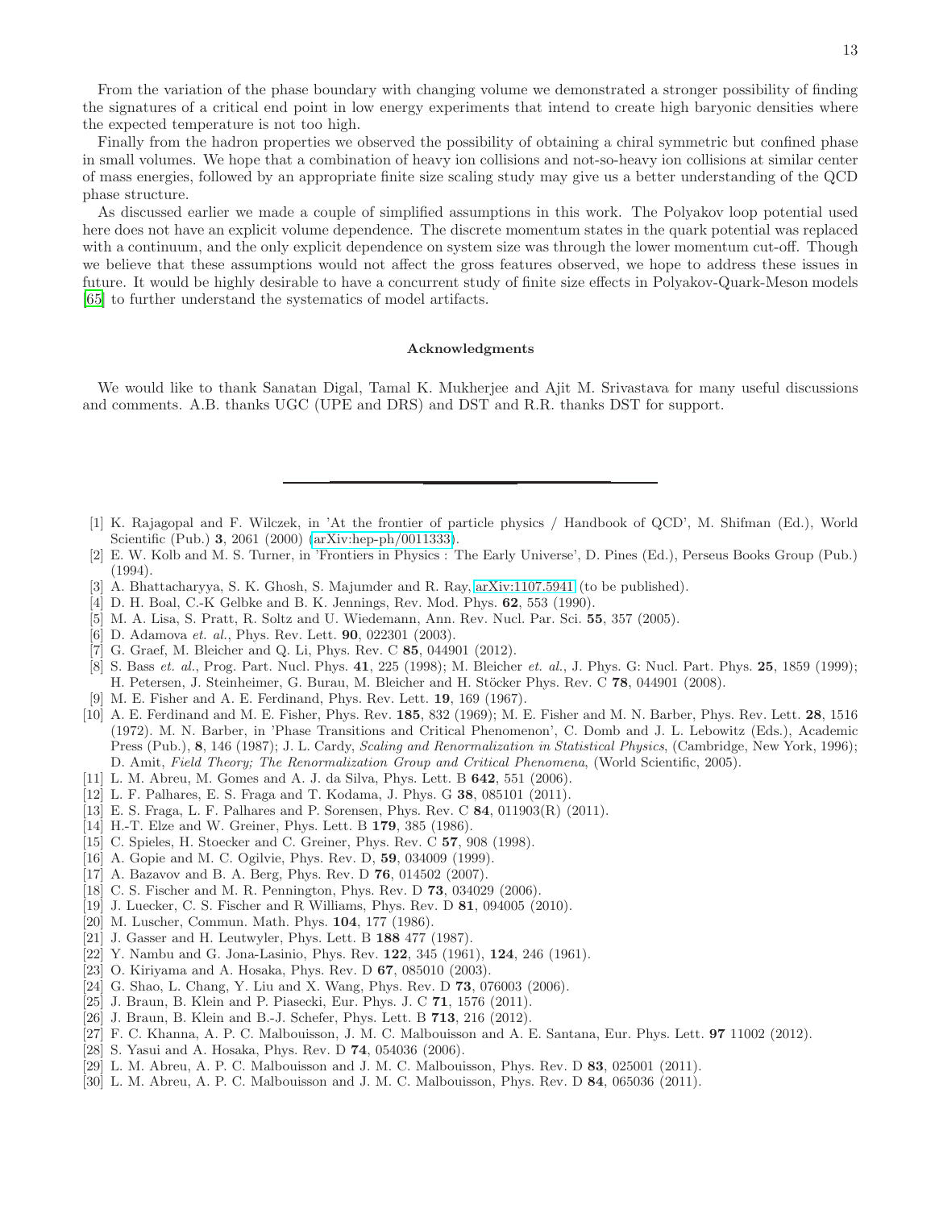From the variation of the phase boundary with changing volume we demonstrated a stronger possibility of finding the signatures of a critical end point in low energy experiments that intend to create high baryonic densities where the expected temperature is not too high.

Finally from the hadron properties we observed the possibility of obtaining a chiral symmetric but confined phase in small volumes. We hope that a combination of heavy ion collisions and not-so-heavy ion collisions at similar center of mass energies, followed by an appropriate finite size scaling study may give us a better understanding of the QCD phase structure.

As discussed earlier we made a couple of simplified assumptions in this work. The Polyakov loop potential used here does not have an explicit volume dependence. The discrete momentum states in the quark potential was replaced with a continuum, and the only explicit dependence on system size was through the lower momentum cut-off. Though we believe that these assumptions would not affect the gross features observed, we hope to address these issues in future. It would be highly desirable to have a concurrent study of finite size effects in Polyakov-Quark-Meson models [65] to further understand the systematics of model artifacts.

### Acknowledgments

We would like to thank Sanatan Digal, Tamal K. Mukherjee and Ajit M. Srivastava for many useful discussions and comments. A.B. thanks UGC (UPE and DRS) and DST and R.R. thanks DST for support.

---

[1] K. Rajagopal and F. Wilczek, in 'At the frontier of particle physics / Handbook of QCD', M. Shifman (Ed.), World Scientific (Pub.) **3**, 2061 (2000) (arXiv:hep-ph/0011333).

[2] E. W. Kolb and M. S. Turner, in 'Frontiers in Physics : The Early Universe', D. Pines (Ed.), Perseus Books Group (Pub.) (1994).

[3] A. Bhattacharyya, S. K. Ghosh, S. Majumder and R. Ray, arXiv:1107.5941 (to be published).

[4] D. H. Boal, C.-K Gelbke and B. K. Jennings, Rev. Mod. Phys. **62**, 553 (1990).

[5] M. A. Lisa, S. Pratt, R. Soltz and U. Wiedemann, Ann. Rev. Nucl. Par. Sci. **55**, 357 (2005).

[6] D. Adamova *et. al.*, Phys. Rev. Lett. **90**, 022301 (2003).

[7] G. Graef, M. Bleicher and Q. Li, Phys. Rev. C **85**, 044901 (2012).

[8] S. Bass *et. al.*, Prog. Part. Nucl. Phys. **41**, 225 (1998); M. Bleicher *et. al.*, J. Phys. G: Nucl. Part. Phys. **25**, 1859 (1999); H. Petersen, J. Steinheimer, G. Burau, M. Bleicher and H. Stöcker Phys. Rev. C **78**, 044901 (2008).

[9] M. E. Fisher and A. E. Ferdinand, Phys. Rev. Lett. **19**, 169 (1967).

[10] A. E. Ferdinand and M. E. Fisher, Phys. Rev. **185**, 832 (1969); M. E. Fisher and M. N. Barber, Phys. Rev. Lett. **28**, 1516 (1972). M. N. Barber, in 'Phase Transitions and Critical Phenomenon', C. Domb and J. L. Lebowitz (Eds.), Academic Press (Pub.), **8**, 146 (1987); J. L. Cardy, *Scaling and Renormalization in Statistical Physics*, (Cambridge, New York, 1996); D. Amit, *Field Theory; The Renormalization Group and Critical Phenomena*, (World Scientific, 2005).

[11] L. M. Abreu, M. Gomes and A. J. da Silva, Phys. Lett. B **642**, 551 (2006).

[12] L. F. Palhares, E. S. Fraga and T. Kodama, J. Phys. G **38**, 085101 (2011).

[13] E. S. Fraga, L. F. Palhares and P. Sorensen, Phys. Rev. C **84**, 011903(R) (2011).

[14] H.-T. Elze and W. Greiner, Phys. Lett. B **179**, 385 (1986).

[15] C. Spieles, H. Stoecker and C. Greiner, Phys. Rev. C **57**, 908 (1998).

[16] A. Gopie and M. C. Ogilvie, Phys. Rev. D, **59**, 034009 (1999).

[17] A. Bazavov and B. A. Berg, Phys. Rev. D **76**, 014502 (2007).

[18] C. S. Fischer and M. R. Pennington, Phys. Rev. D **73**, 034029 (2006).

[19] J. Luecker, C. S. Fischer and R Williams, Phys. Rev. D **81**, 094005 (2010).

[20] M. Luscher, Commun. Math. Phys. **104**, 177 (1986).

[21] J. Gasser and H. Leutwyler, Phys. Lett. B **188** 477 (1987).

[22] Y. Nambu and G. Jona-Lasinio, Phys. Rev. **122**, 345 (1961), **124**, 246 (1961).

[23] O. Kiriyama and A. Hosaka, Phys. Rev. D **67**, 085010 (2003).

[24] G. Shao, L. Chang, Y. Liu and X. Wang, Phys. Rev. D **73**, 076003 (2006).

[25] J. Braun, B. Klein and P. Piasecki, Eur. Phys. J. C **71**, 1576 (2011).

[26] J. Braun, B. Klein and B.-J. Schefer, Phys. Lett. B **713**, 216 (2012).

[27] F. C. Khanna, A. P. C. Malbouisson, J. M. C. Malbouisson and A. E. Santana, Eur. Phys. Lett. **97** 11002 (2012).

[28] S. Yasui and A. Hosaka, Phys. Rev. D **74**, 054036 (2006).

[29] L. M. Abreu, A. P. C. Malbouisson and J. M. C. Malbouisson, Phys. Rev. D **83**, 025001 (2011).

[30] L. M. Abreu, A. P. C. Malbouisson and J. M. C. Malbouisson, Phys. Rev. D **84**, 065036 (2011).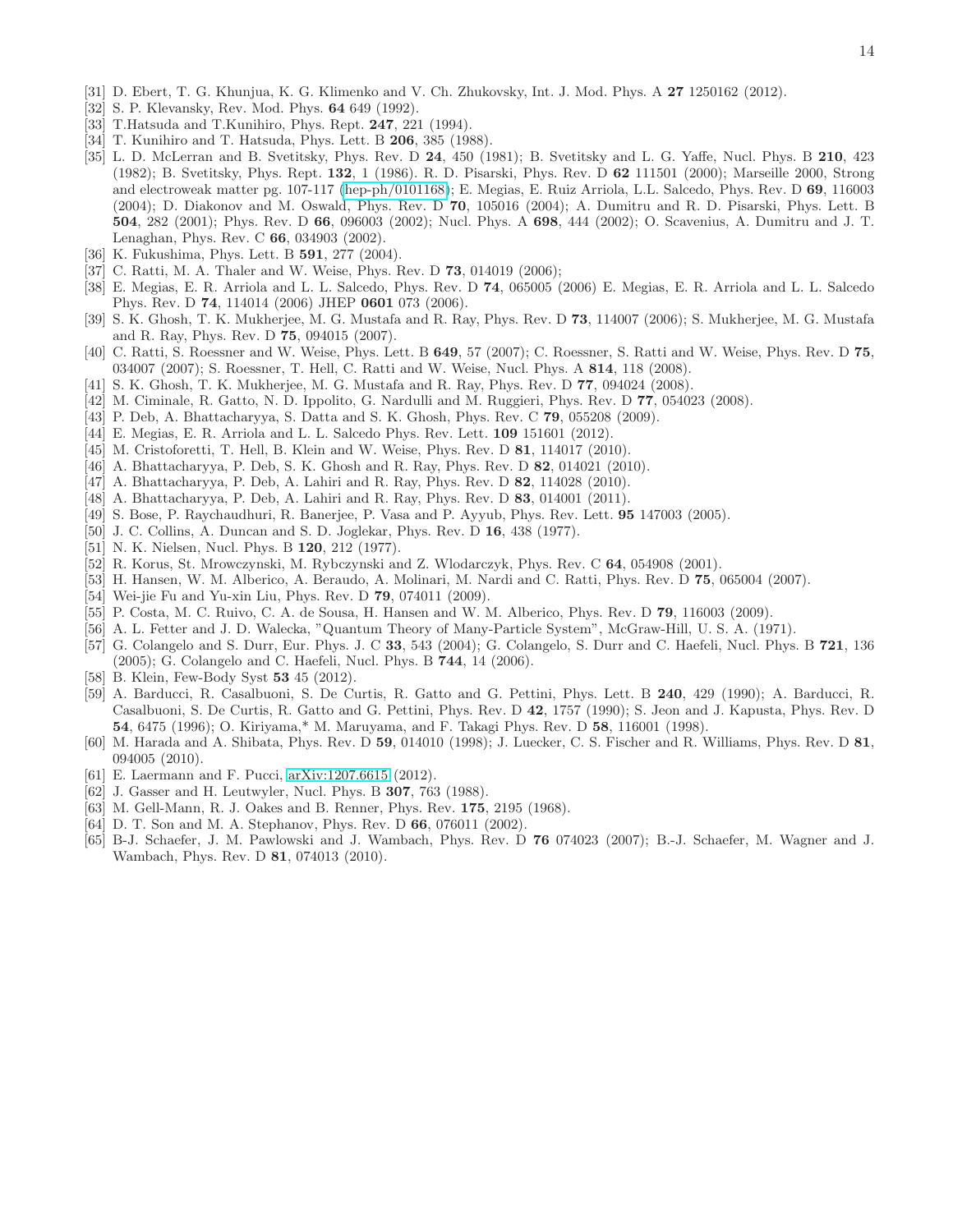[31] D. Ebert, T. G. Khunjua, K. G. Klimenko and V. Ch. Zhukovsky, Int. J. Mod. Phys. A **27** 1250162 (2012).
[32] S. P. Klevansky, Rev. Mod. Phys. **64** 649 (1992).
[33] T.Hatsuda and T.Kunihiro, Phys. Rept. **247**, 221 (1994).
[34] T. Kunihiro and T. Hatsuda, Phys. Lett. B **206**, 385 (1988).
[35] L. D. McLerran and B. Svetitsky, Phys. Rev. D **24**, 450 (1981); B. Svetitsky and L. G. Yaffe, Nucl. Phys. B **210**, 423 (1982); B. Svetitsky, Phys. Rept. **132**, 1 (1986). R. D. Pisarski, Phys. Rev. D **62** 111501 (2000); Marseille 2000, Strong and electroweak matter pg. 107-117 (hep-ph/0101168); E. Megias, E. Ruiz Arriola, L.L. Salcedo, Phys. Rev. D **69**, 116003 (2004); D. Diakonov and M. Oswald, Phys. Rev. D **70**, 105016 (2004); A. Dumitru and R. D. Pisarski, Phys. Lett. B **504**, 282 (2001); Phys. Rev. D **66**, 096003 (2002); Nucl. Phys. A **698**, 444 (2002); O. Scavenius, A. Dumitru and J. T. Lenaghan, Phys. Rev. C **66**, 034903 (2002).
[36] K. Fukushima, Phys. Lett. B **591**, 277 (2004).
[37] C. Ratti, M. A. Thaler and W. Weise, Phys. Rev. D **73**, 014019 (2006);
[38] E. Megias, E. R. Arriola and L. L. Salcedo, Phys. Rev. D **74**, 065005 (2006) E. Megias, E. R. Arriola and L. L. Salcedo Phys. Rev. D **74**, 114014 (2006) JHEP **0601** 073 (2006).
[39] S. K. Ghosh, T. K. Mukherjee, M. G. Mustafa and R. Ray, Phys. Rev. D **73**, 114007 (2006); S. Mukherjee, M. G. Mustafa and R. Ray, Phys. Rev. D **75**, 094015 (2007).
[40] C. Ratti, S. Roessner and W. Weise, Phys. Lett. B **649**, 57 (2007); C. Roessner, S. Ratti and W. Weise, Phys. Rev. D **75**, 034007 (2007); S. Roessner, T. Hell, C. Ratti and W. Weise, Nucl. Phys. A **814**, 118 (2008).
[41] S. K. Ghosh, T. K. Mukherjee, M. G. Mustafa and R. Ray, Phys. Rev. D **77**, 094024 (2008).
[42] M. Ciminale, R. Gatto, N. D. Ippolito, G. Nardulli and M. Ruggieri, Phys. Rev. D **77**, 054023 (2008).
[43] P. Deb, A. Bhattacharyya, S. Datta and S. K. Ghosh, Phys. Rev. C **79**, 055208 (2009).
[44] E. Megias, E. R. Arriola and L. L. Salcedo Phys. Rev. Lett. **109** 151601 (2012).
[45] M. Cristoforetti, T. Hell, B. Klein and W. Weise, Phys. Rev. D **81**, 114017 (2010).
[46] A. Bhattacharyya, P. Deb, S. K. Ghosh and R. Ray, Phys. Rev. D **82**, 014021 (2010).
[47] A. Bhattacharyya, P. Deb, A. Lahiri and R. Ray, Phys. Rev. D **82**, 114028 (2010).
[48] A. Bhattacharyya, P. Deb, A. Lahiri and R. Ray, Phys. Rev. D **83**, 014001 (2011).
[49] S. Bose, P. Raychaudhuri, R. Banerjee, P. Vasa and P. Ayyub, Phys. Rev. Lett. **95** 147003 (2005).
[50] J. C. Collins, A. Duncan and S. D. Joglekar, Phys. Rev. D **16**, 438 (1977).
[51] N. K. Nielsen, Nucl. Phys. B **120**, 212 (1977).
[52] R. Korus, St. Mrowczynski, M. Rybczynski and Z. Wlodarczyk, Phys. Rev. C **64**, 054908 (2001).
[53] H. Hansen, W. M. Alberico, A. Beraudo, A. Molinari, M. Nardi and C. Ratti, Phys. Rev. D **75**, 065004 (2007).
[54] Wei-jie Fu and Yu-xin Liu, Phys. Rev. D **79**, 074011 (2009).
[55] P. Costa, M. C. Ruivo, C. A. de Sousa, H. Hansen and W. M. Alberico, Phys. Rev. D **79**, 116003 (2009).
[56] A. L. Fetter and J. D. Walecka, "Quantum Theory of Many-Particle System", McGraw-Hill, U. S. A. (1971).
[57] G. Colangelo and S. Durr, Eur. Phys. J. C **33**, 543 (2004); G. Colangelo, S. Durr and C. Haefeli, Nucl. Phys. B **721**, 136 (2005); G. Colangelo and C. Haefeli, Nucl. Phys. B **744**, 14 (2006).
[58] B. Klein, Few-Body Syst **53** 45 (2012).
[59] A. Barducci, R. Casalbuoni, S. De Curtis, R. Gatto and G. Pettini, Phys. Lett. B **240**, 429 (1990); A. Barducci, R. Casalbuoni, S. De Curtis, R. Gatto and G. Pettini, Phys. Rev. D **42**, 1757 (1990); S. Jeon and J. Kapusta, Phys. Rev. D **54**, 6475 (1996); O. Kiriyama,* M. Maruyama, and F. Takagi Phys. Rev. D **58**, 116001 (1998).
[60] M. Harada and A. Shibata, Phys. Rev. D **59**, 014010 (1998); J. Luecker, C. S. Fischer and R. Williams, Phys. Rev. D **81**, 094005 (2010).
[61] E. Laermann and F. Pucci, arXiv:1207.6615 (2012).
[62] J. Gasser and H. Leutwyler, Nucl. Phys. B **307**, 763 (1988).
[63] M. Gell-Mann, R. J. Oakes and B. Renner, Phys. Rev. **175**, 2195 (1968).
[64] D. T. Son and M. A. Stephanov, Phys. Rev. D **66**, 076011 (2002).
[65] B-J. Schaefer, J. M. Pawlowski and J. Wambach, Phys. Rev. D **76** 074023 (2007); B.-J. Schaefer, M. Wagner and J. Wambach, Phys. Rev. D **81**, 074013 (2010).